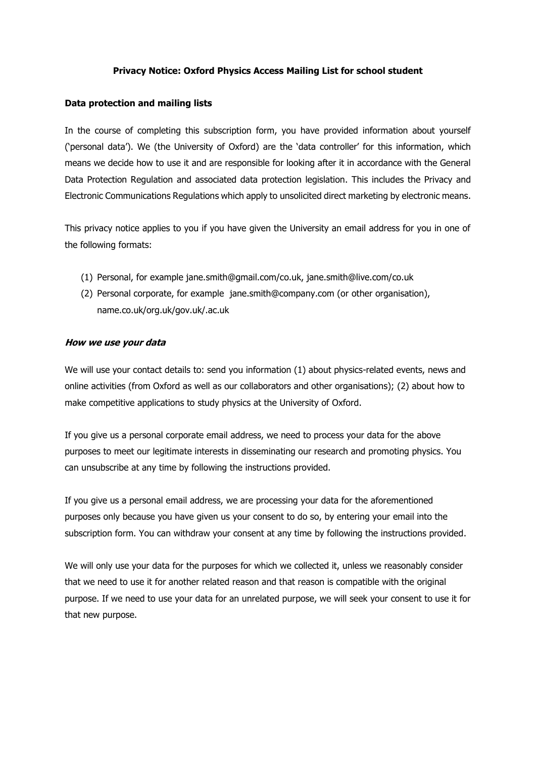# Privacy Notice: Oxford Physics Access Mailing List for school student

## Data protection and mailing lists

In the course of completing this subscription form, you have provided information about yourself ('personal data'). We (the University of Oxford) are the 'data controller' for this information, which means we decide how to use it and are responsible for looking after it in accordance with the General Data Protection Regulation and associated data protection legislation. This includes the Privacy and Electronic Communications Regulations which apply to unsolicited direct marketing by electronic means.

This privacy notice applies to you if you have given the University an email address for you in one of the following formats:

(1) Personal, for example jane.smith@gmail.com/co.uk, jane.smith@live.com/co.uk
(2) Personal corporate, for example jane.smith@company.com (or other organisation), name.co.uk/org.uk/gov.uk/.ac.uk

### *How we use your data*

We will use your contact details to: send you information (1) about physics-related events, news and online activities (from Oxford as well as our collaborators and other organisations); (2) about how to make competitive applications to study physics at the University of Oxford.

If you give us a personal corporate email address, we need to process your data for the above purposes to meet our legitimate interests in disseminating our research and promoting physics. You can unsubscribe at any time by following the instructions provided.

If you give us a personal email address, we are processing your data for the aforementioned purposes only because you have given us your consent to do so, by entering your email into the subscription form. You can withdraw your consent at any time by following the instructions provided.

We will only use your data for the purposes for which we collected it, unless we reasonably consider that we need to use it for another related reason and that reason is compatible with the original purpose. If we need to use your data for an unrelated purpose, we will seek your consent to use it for that new purpose.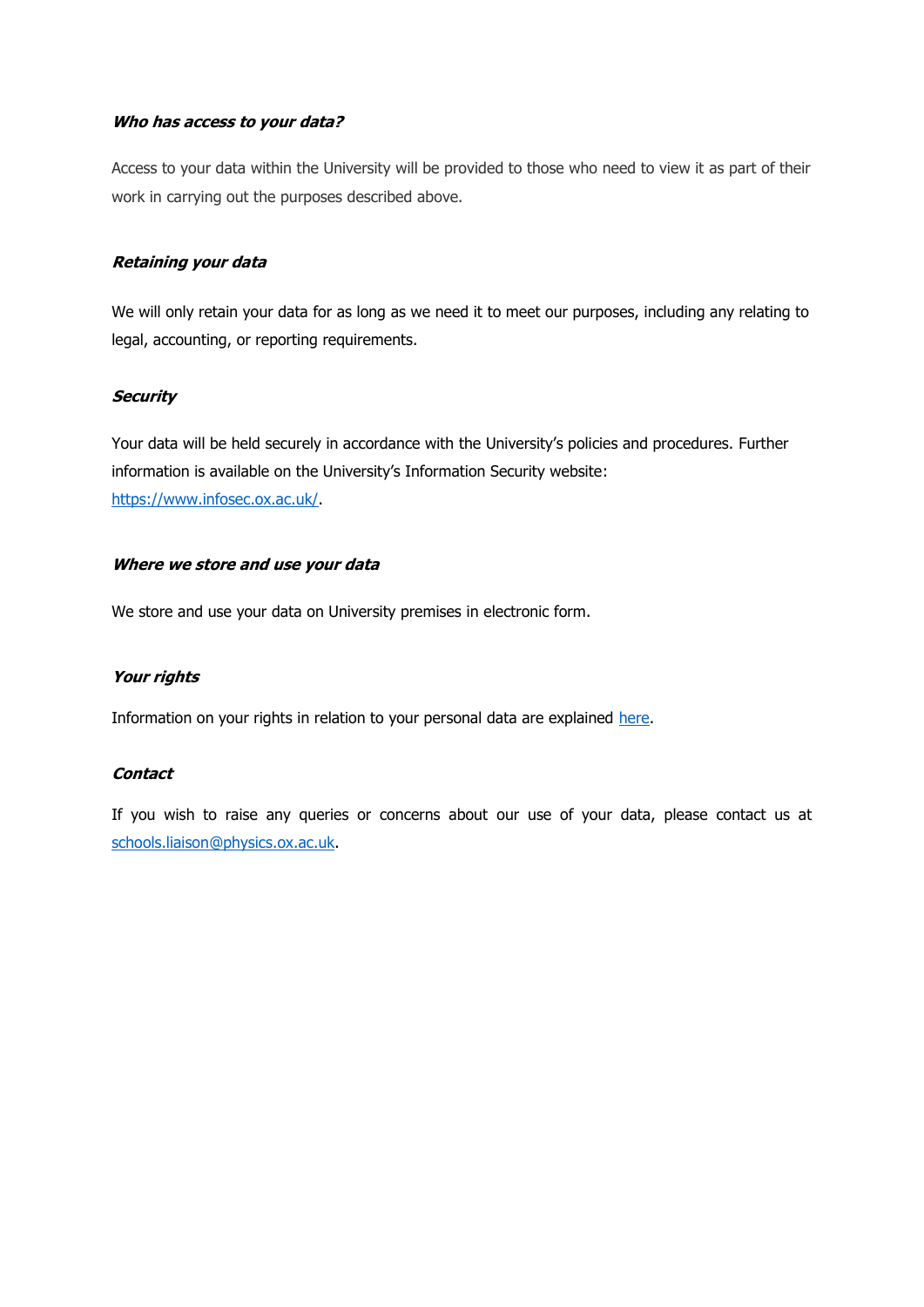***Who has access to your data?***

Access to your data within the University will be provided to those who need to view it as part of their work in carrying out the purposes described above.

***Retaining your data***

We will only retain your data for as long as we need it to meet our purposes, including any relating to legal, accounting, or reporting requirements.

***Security***

Your data will be held securely in accordance with the University's policies and procedures. Further information is available on the University's Information Security website: [https://www.infosec.ox.ac.uk/](https://www.infosec.ox.ac.uk/).

***Where we store and use your data***

We store and use your data on University premises in electronic form.

***Your rights***

Information on your rights in relation to your personal data are explained here.

***Contact***

If you wish to raise any queries or concerns about our use of your data, please contact us at [schools.liaison@physics.ox.ac.uk](mailto:schools.liaison@physics.ox.ac.uk).